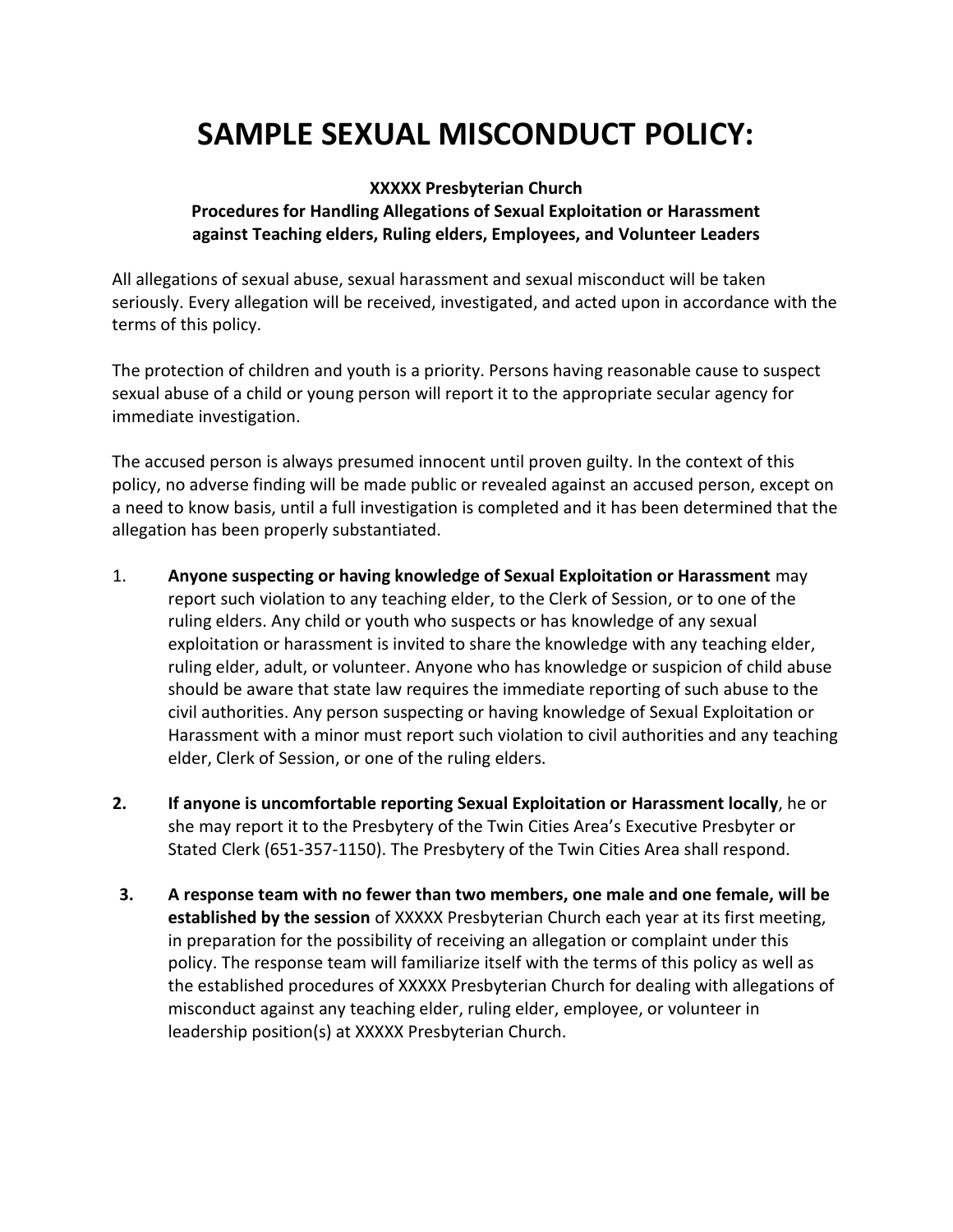# SAMPLE SEXUAL MISCONDUCT POLICY:

**XXXXX Presbyterian Church**
**Procedures for Handling Allegations of Sexual Exploitation or Harassment against Teaching elders, Ruling elders, Employees, and Volunteer Leaders**

All allegations of sexual abuse, sexual harassment and sexual misconduct will be taken seriously. Every allegation will be received, investigated, and acted upon in accordance with the terms of this policy.

The protection of children and youth is a priority. Persons having reasonable cause to suspect sexual abuse of a child or young person will report it to the appropriate secular agency for immediate investigation.

The accused person is always presumed innocent until proven guilty. In the context of this policy, no adverse finding will be made public or revealed against an accused person, except on a need to know basis, until a full investigation is completed and it has been determined that the allegation has been properly substantiated.

1. **Anyone suspecting or having knowledge of Sexual Exploitation or Harassment** may report such violation to any teaching elder, to the Clerk of Session, or to one of the ruling elders. Any child or youth who suspects or has knowledge of any sexual exploitation or harassment is invited to share the knowledge with any teaching elder, ruling elder, adult, or volunteer. Anyone who has knowledge or suspicion of child abuse should be aware that state law requires the immediate reporting of such abuse to the civil authorities. Any person suspecting or having knowledge of Sexual Exploitation or Harassment with a minor must report such violation to civil authorities and any teaching elder, Clerk of Session, or one of the ruling elders.

2. **If anyone is uncomfortable reporting Sexual Exploitation or Harassment locally**, he or she may report it to the Presbytery of the Twin Cities Area's Executive Presbyter or Stated Clerk (651-357-1150). The Presbytery of the Twin Cities Area shall respond.

3. **A response team with no fewer than two members, one male and one female, will be established by the session** of XXXXX Presbyterian Church each year at its first meeting, in preparation for the possibility of receiving an allegation or complaint under this policy. The response team will familiarize itself with the terms of this policy as well as the established procedures of XXXXX Presbyterian Church for dealing with allegations of misconduct against any teaching elder, ruling elder, employee, or volunteer in leadership position(s) at XXXXX Presbyterian Church.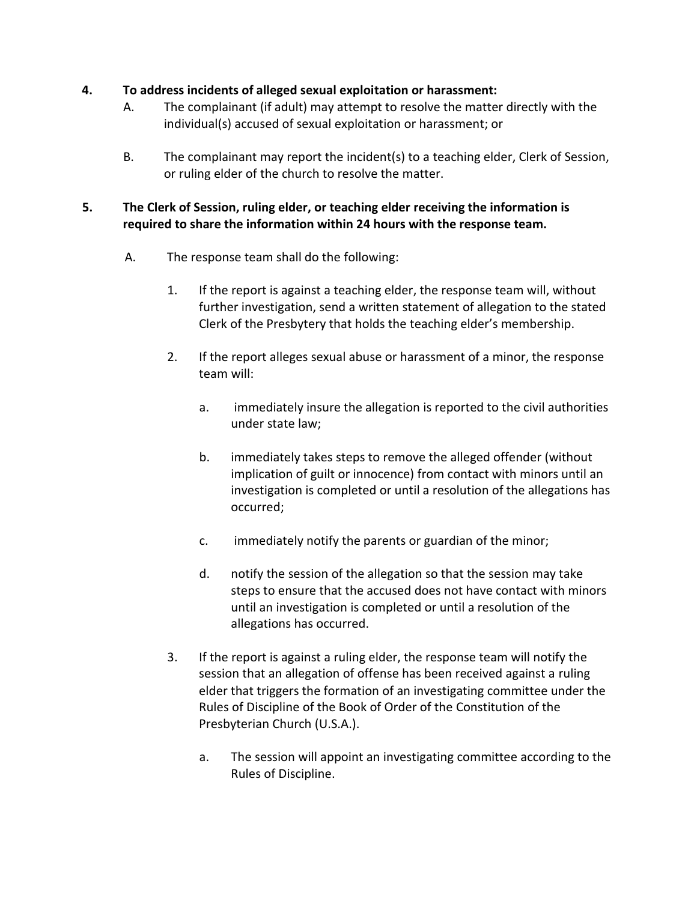**4. To address incidents of alleged sexual exploitation or harassment:**

A. The complainant (if adult) may attempt to resolve the matter directly with the individual(s) accused of sexual exploitation or harassment; or

B. The complainant may report the incident(s) to a teaching elder, Clerk of Session, or ruling elder of the church to resolve the matter.

**5. The Clerk of Session, ruling elder, or teaching elder receiving the information is required to share the information within 24 hours with the response team.**

A. The response team shall do the following:

1. If the report is against a teaching elder, the response team will, without further investigation, send a written statement of allegation to the stated Clerk of the Presbytery that holds the teaching elder's membership.

2. If the report alleges sexual abuse or harassment of a minor, the response team will:

   a. immediately insure the allegation is reported to the civil authorities under state law;

   b. immediately takes steps to remove the alleged offender (without implication of guilt or innocence) from contact with minors until an investigation is completed or until a resolution of the allegations has occurred;

   c. immediately notify the parents or guardian of the minor;

   d. notify the session of the allegation so that the session may take steps to ensure that the accused does not have contact with minors until an investigation is completed or until a resolution of the allegations has occurred.

3. If the report is against a ruling elder, the response team will notify the session that an allegation of offense has been received against a ruling elder that triggers the formation of an investigating committee under the Rules of Discipline of the Book of Order of the Constitution of the Presbyterian Church (U.S.A.).

   a. The session will appoint an investigating committee according to the Rules of Discipline.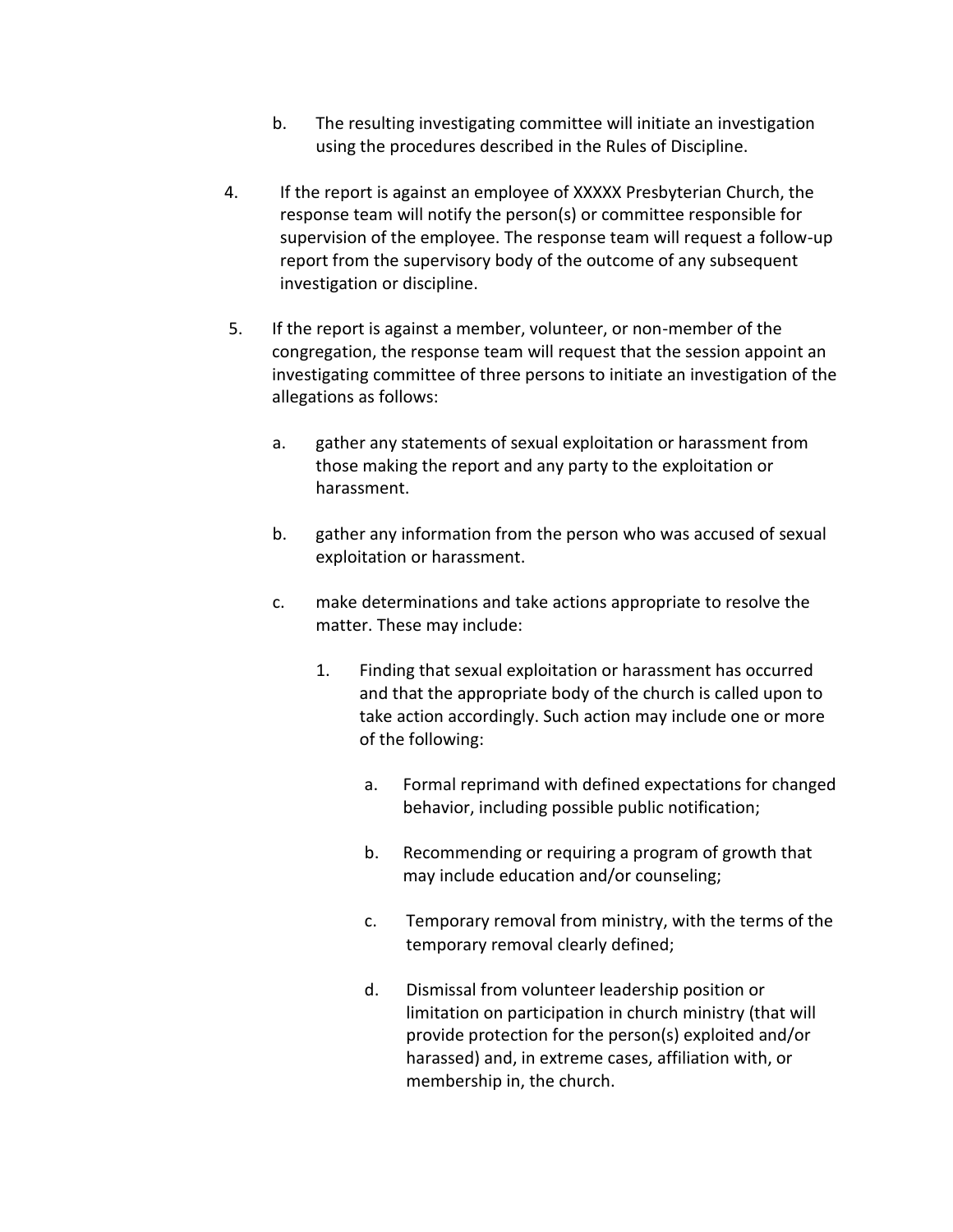b. The resulting investigating committee will initiate an investigation using the procedures described in the Rules of Discipline.

4. If the report is against an employee of XXXXX Presbyterian Church, the response team will notify the person(s) or committee responsible for supervision of the employee. The response team will request a follow-up report from the supervisory body of the outcome of any subsequent investigation or discipline.

5. If the report is against a member, volunteer, or non-member of the congregation, the response team will request that the session appoint an investigating committee of three persons to initiate an investigation of the allegations as follows:

   a. gather any statements of sexual exploitation or harassment from those making the report and any party to the exploitation or harassment.

   b. gather any information from the person who was accused of sexual exploitation or harassment.

   c. make determinations and take actions appropriate to resolve the matter. These may include:

      1. Finding that sexual exploitation or harassment has occurred and that the appropriate body of the church is called upon to take action accordingly. Such action may include one or more of the following:

         a. Formal reprimand with defined expectations for changed behavior, including possible public notification;

         b. Recommending or requiring a program of growth that may include education and/or counseling;

         c. Temporary removal from ministry, with the terms of the temporary removal clearly defined;

         d. Dismissal from volunteer leadership position or limitation on participation in church ministry (that will provide protection for the person(s) exploited and/or harassed) and, in extreme cases, affiliation with, or membership in, the church.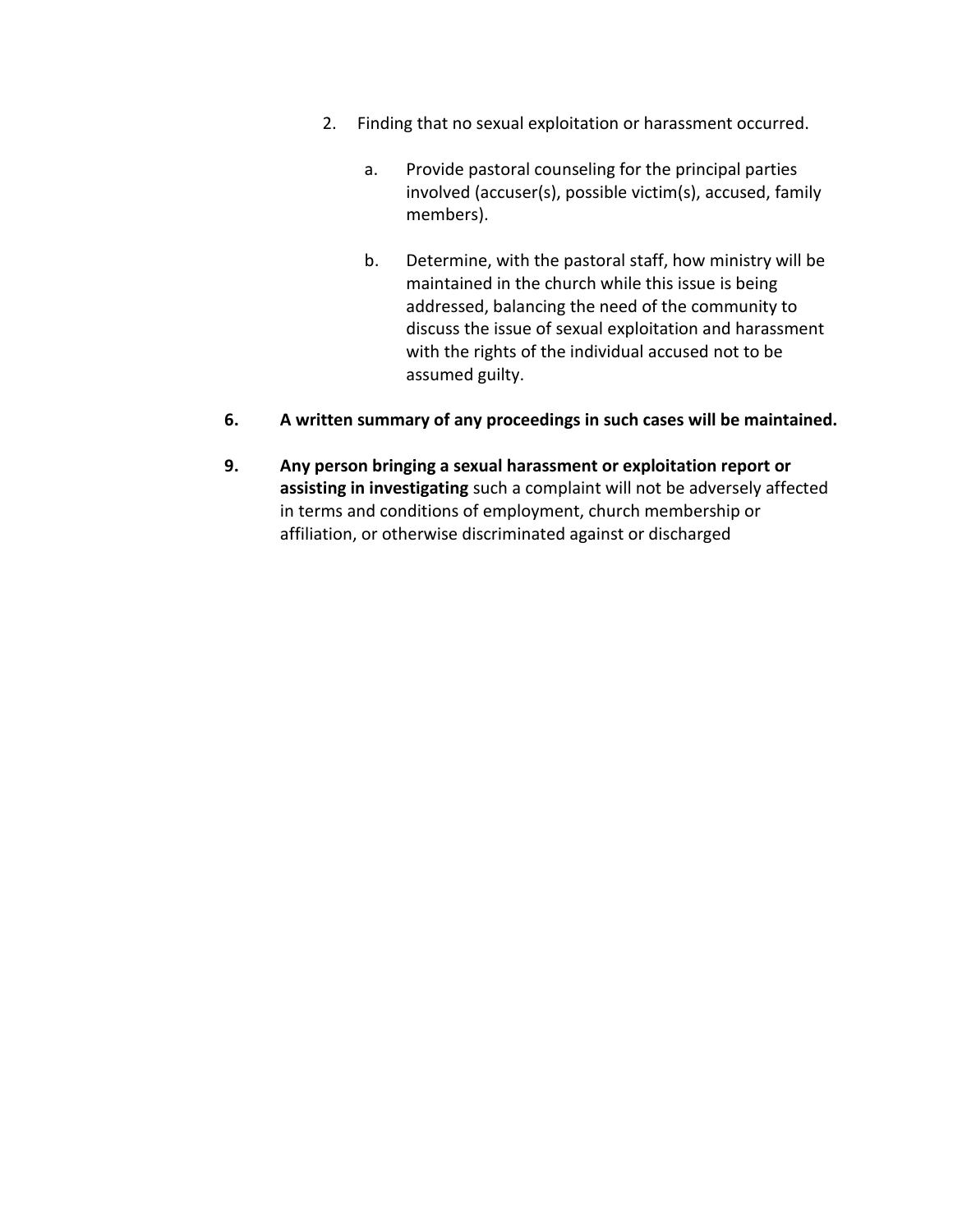2. Finding that no sexual exploitation or harassment occurred.

    a. Provide pastoral counseling for the principal parties involved (accuser(s), possible victim(s), accused, family members).

    b. Determine, with the pastoral staff, how ministry will be maintained in the church while this issue is being addressed, balancing the need of the community to discuss the issue of sexual exploitation and harassment with the rights of the individual accused not to be assumed guilty.

**6. A written summary of any proceedings in such cases will be maintained.**

**9. Any person bringing a sexual harassment or exploitation report or assisting in investigating** such a complaint will not be adversely affected in terms and conditions of employment, church membership or affiliation, or otherwise discriminated against or discharged